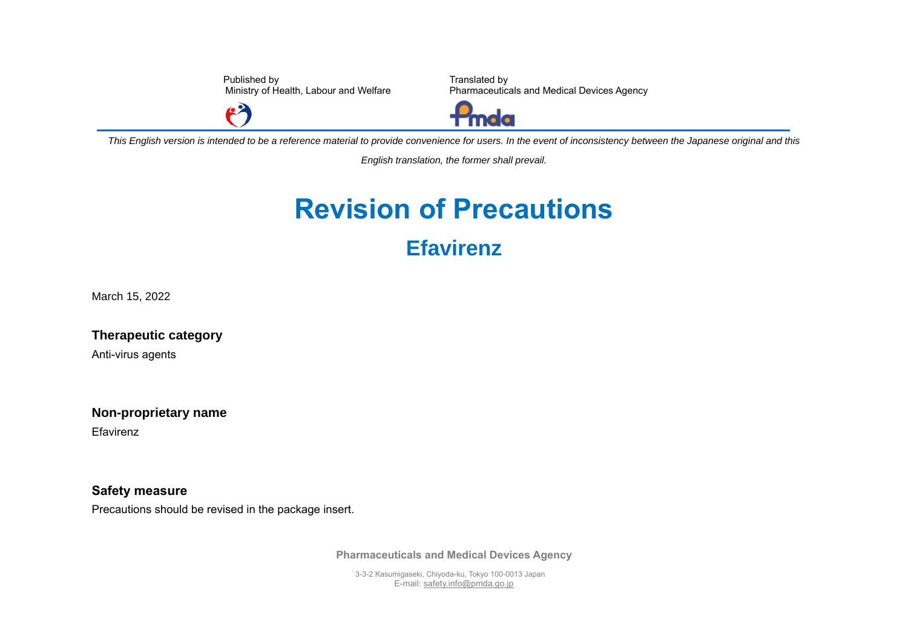Published by
Ministry of Health, Labour and Welfare

Translated by
Pharmaceuticals and Medical Devices Agency

*This English version is intended to be a reference material to provide convenience for users. In the event of inconsistency between the Japanese original and this English translation, the former shall prevail.*

# Revision of Precautions

## Efavirenz

March 15, 2022

### Therapeutic category

Anti-virus agents

### Non-proprietary name

Efavirenz

### Safety measure

Precautions should be revised in the package insert.

**Pharmaceuticals and Medical Devices Agency**

3-3-2 Kasumigaseki, Chiyoda-ku, Tokyo 100-0013 Japan
E-mail: safety.info@pmda.go.jp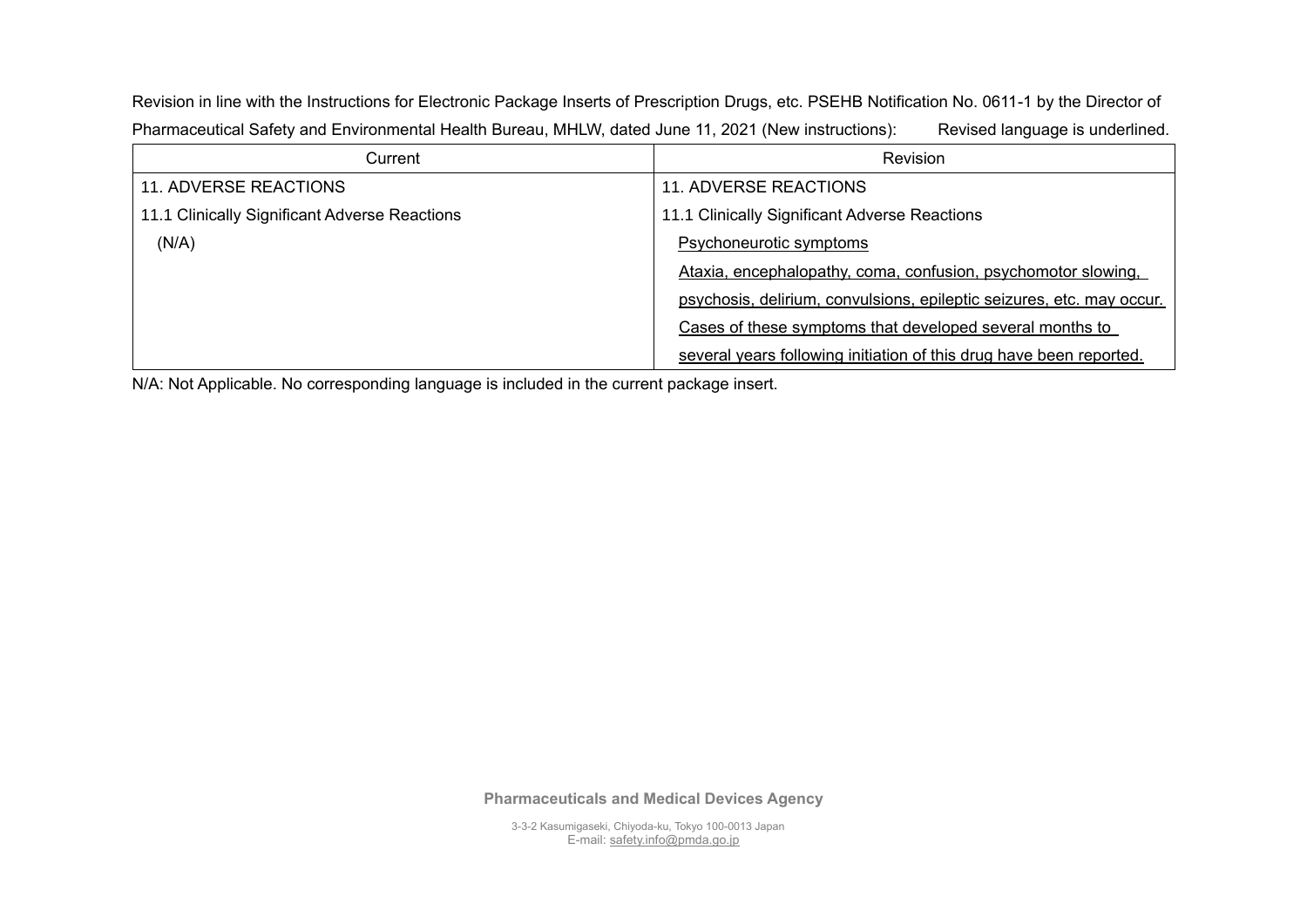Revision in line with the Instructions for Electronic Package Inserts of Prescription Drugs, etc. PSEHB Notification No. 0611-1 by the Director of Pharmaceutical Safety and Environmental Health Bureau, MHLW, dated June 11, 2021 (New instructions): Revised language is underlined.

| Current | Revision |
|---|---|
| 11. ADVERSE REACTIONS<br>11.1 Clinically Significant Adverse Reactions<br>(N/A) | 11. ADVERSE REACTIONS<br>11.1 Clinically Significant Adverse Reactions<br><u>Psychoneurotic symptoms</u><br><u>Ataxia, encephalopathy, coma, confusion, psychomotor slowing, psychosis, delirium, convulsions, epileptic seizures, etc. may occur. Cases of these symptoms that developed several months to several years following initiation of this drug have been reported.</u> |

N/A: Not Applicable. No corresponding language is included in the current package insert.

**Pharmaceuticals and Medical Devices Agency**

3-3-2 Kasumigaseki, Chiyoda-ku, Tokyo 100-0013 Japan
E-mail: safety.info@pmda.go.jp